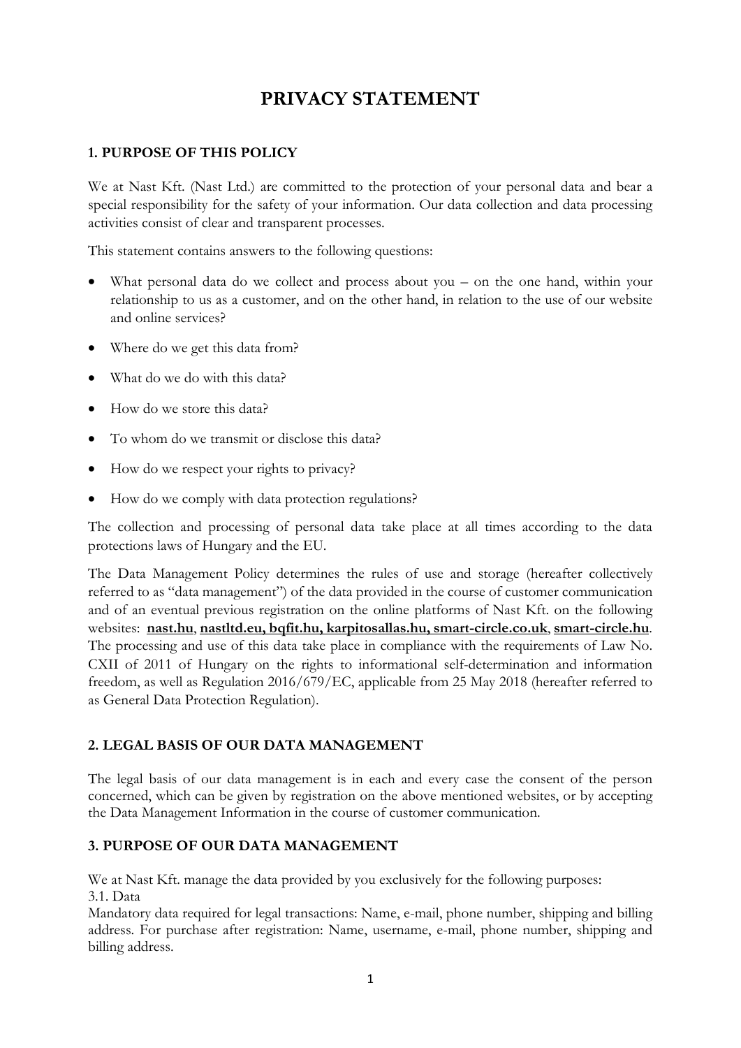# PRIVACY STATEMENT

## 1. PURPOSE OF THIS POLICY

We at Nast Kft. (Nast Ltd.) are committed to the protection of your personal data and bear a special responsibility for the safety of your information. Our data collection and data processing activities consist of clear and transparent processes.

This statement contains answers to the following questions:

- What personal data do we collect and process about you – on the one hand, within your relationship to us as a customer, and on the other hand, in relation to the use of our website and online services?
- Where do we get this data from?
- What do we do with this data?
- How do we store this data?
- To whom do we transmit or disclose this data?
- How do we respect your rights to privacy?
- How do we comply with data protection regulations?

The collection and processing of personal data take place at all times according to the data protections laws of Hungary and the EU.

The Data Management Policy determines the rules of use and storage (hereafter collectively referred to as "data management") of the data provided in the course of customer communication and of an eventual previous registration on the online platforms of Nast Kft. on the following websites: **nast.hu**, **nastltd.eu, bqfit.hu, karpitosallas.hu, smart-circle.co.uk**, **smart-circle.hu**. The processing and use of this data take place in compliance with the requirements of Law No. CXII of 2011 of Hungary on the rights to informational self-determination and information freedom, as well as Regulation 2016/679/EC, applicable from 25 May 2018 (hereafter referred to as General Data Protection Regulation).

## 2. LEGAL BASIS OF OUR DATA MANAGEMENT

The legal basis of our data management is in each and every case the consent of the person concerned, which can be given by registration on the above mentioned websites, or by accepting the Data Management Information in the course of customer communication.

## 3. PURPOSE OF OUR DATA MANAGEMENT

We at Nast Kft. manage the data provided by you exclusively for the following purposes:

3.1. Data

Mandatory data required for legal transactions: Name, e-mail, phone number, shipping and billing address. For purchase after registration: Name, username, e-mail, phone number, shipping and billing address.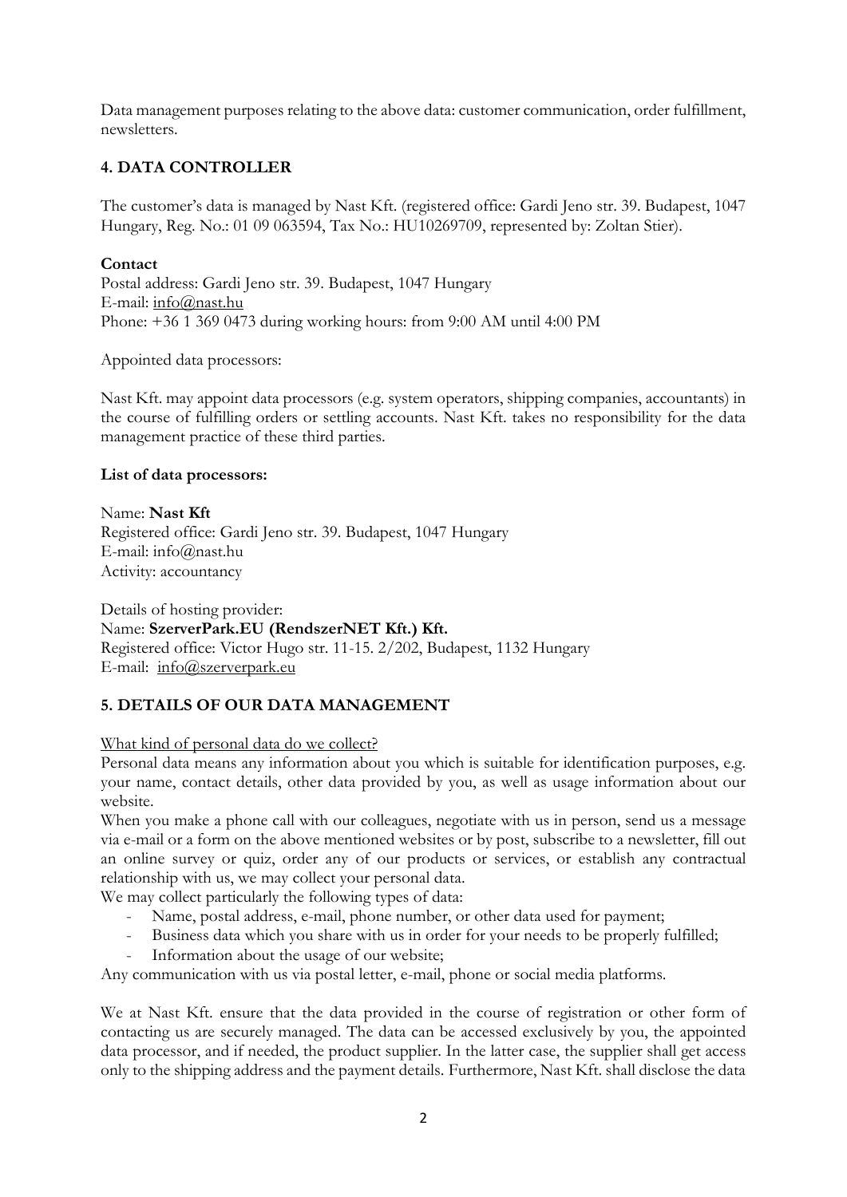Data management purposes relating to the above data: customer communication, order fulfillment, newsletters.

## 4. DATA CONTROLLER

The customer's data is managed by Nast Kft. (registered office: Gardi Jeno str. 39. Budapest, 1047 Hungary, Reg. No.: 01 09 063594, Tax No.: HU10269709, represented by: Zoltan Stier).

**Contact**
Postal address: Gardi Jeno str. 39. Budapest, 1047 Hungary
E-mail: info@nast.hu
Phone: +36 1 369 0473 during working hours: from 9:00 AM until 4:00 PM

Appointed data processors:

Nast Kft. may appoint data processors (e.g. system operators, shipping companies, accountants) in the course of fulfilling orders or settling accounts. Nast Kft. takes no responsibility for the data management practice of these third parties.

**List of data processors:**

Name: **Nast Kft**
Registered office: Gardi Jeno str. 39. Budapest, 1047 Hungary
E-mail: info@nast.hu
Activity: accountancy

Details of hosting provider:
Name: **SzerverPark.EU (RendszerNET Kft.) Kft.**
Registered office: Victor Hugo str. 11-15. 2/202, Budapest, 1132 Hungary
E-mail: info@szerverpark.eu

## 5. DETAILS OF OUR DATA MANAGEMENT

What kind of personal data do we collect?

Personal data means any information about you which is suitable for identification purposes, e.g. your name, contact details, other data provided by you, as well as usage information about our website.

When you make a phone call with our colleagues, negotiate with us in person, send us a message via e-mail or a form on the above mentioned websites or by post, subscribe to a newsletter, fill out an online survey or quiz, order any of our products or services, or establish any contractual relationship with us, we may collect your personal data.

We may collect particularly the following types of data:

- Name, postal address, e-mail, phone number, or other data used for payment;
- Business data which you share with us in order for your needs to be properly fulfilled;
- Information about the usage of our website;

Any communication with us via postal letter, e-mail, phone or social media platforms.

We at Nast Kft. ensure that the data provided in the course of registration or other form of contacting us are securely managed. The data can be accessed exclusively by you, the appointed data processor, and if needed, the product supplier. In the latter case, the supplier shall get access only to the shipping address and the payment details. Furthermore, Nast Kft. shall disclose the data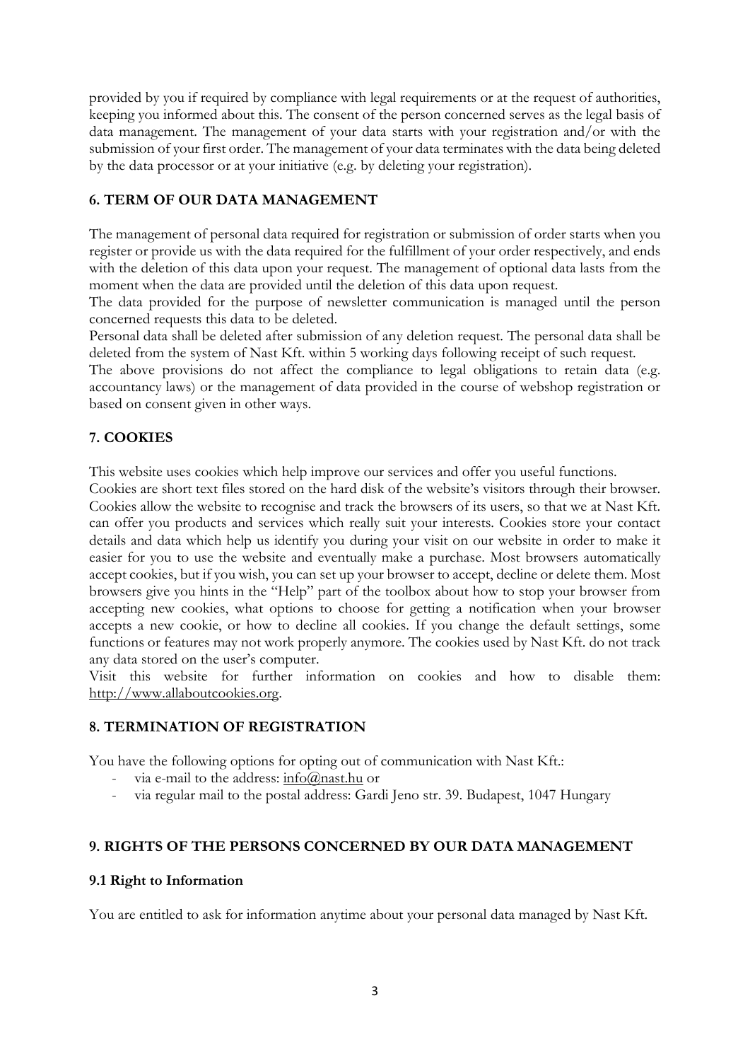provided by you if required by compliance with legal requirements or at the request of authorities, keeping you informed about this. The consent of the person concerned serves as the legal basis of data management. The management of your data starts with your registration and/or with the submission of your first order. The management of your data terminates with the data being deleted by the data processor or at your initiative (e.g. by deleting your registration).

## 6. TERM OF OUR DATA MANAGEMENT

The management of personal data required for registration or submission of order starts when you register or provide us with the data required for the fulfillment of your order respectively, and ends with the deletion of this data upon your request. The management of optional data lasts from the moment when the data are provided until the deletion of this data upon request.

The data provided for the purpose of newsletter communication is managed until the person concerned requests this data to be deleted.

Personal data shall be deleted after submission of any deletion request. The personal data shall be deleted from the system of Nast Kft. within 5 working days following receipt of such request.

The above provisions do not affect the compliance to legal obligations to retain data (e.g. accountancy laws) or the management of data provided in the course of webshop registration or based on consent given in other ways.

## 7. COOKIES

This website uses cookies which help improve our services and offer you useful functions.

Cookies are short text files stored on the hard disk of the website's visitors through their browser. Cookies allow the website to recognise and track the browsers of its users, so that we at Nast Kft. can offer you products and services which really suit your interests. Cookies store your contact details and data which help us identify you during your visit on our website in order to make it easier for you to use the website and eventually make a purchase. Most browsers automatically accept cookies, but if you wish, you can set up your browser to accept, decline or delete them. Most browsers give you hints in the "Help" part of the toolbox about how to stop your browser from accepting new cookies, what options to choose for getting a notification when your browser accepts a new cookie, or how to decline all cookies. If you change the default settings, some functions or features may not work properly anymore. The cookies used by Nast Kft. do not track any data stored on the user's computer.

Visit this website for further information on cookies and how to disable them: http://www.allaboutcookies.org.

## 8. TERMINATION OF REGISTRATION

You have the following options for opting out of communication with Nast Kft.:

- via e-mail to the address: info@nast.hu or
- via regular mail to the postal address: Gardi Jeno str. 39. Budapest, 1047 Hungary

## 9. RIGHTS OF THE PERSONS CONCERNED BY OUR DATA MANAGEMENT

### 9.1 Right to Information

You are entitled to ask for information anytime about your personal data managed by Nast Kft.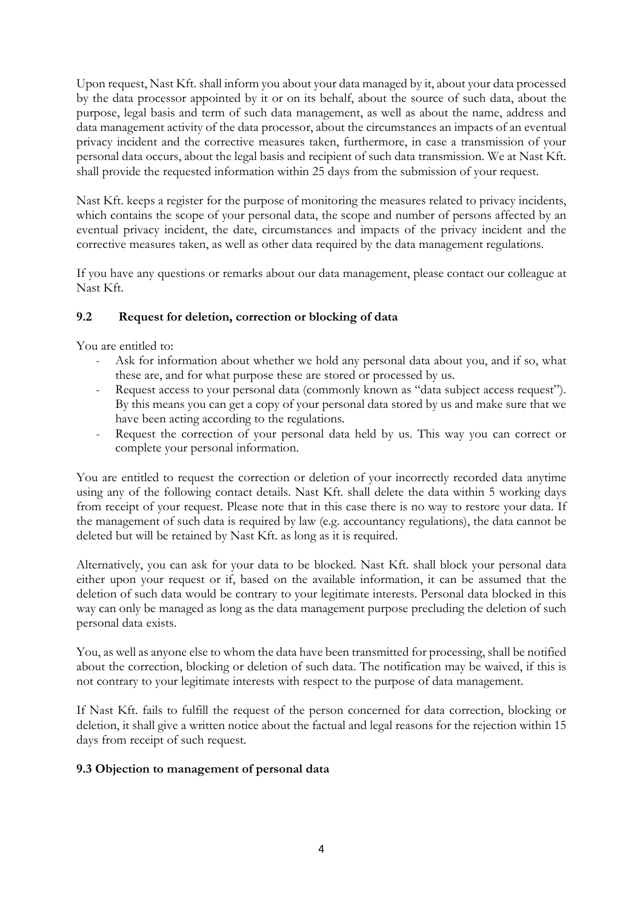Upon request, Nast Kft. shall inform you about your data managed by it, about your data processed by the data processor appointed by it or on its behalf, about the source of such data, about the purpose, legal basis and term of such data management, as well as about the name, address and data management activity of the data processor, about the circumstances an impacts of an eventual privacy incident and the corrective measures taken, furthermore, in case a transmission of your personal data occurs, about the legal basis and recipient of such data transmission. We at Nast Kft. shall provide the requested information within 25 days from the submission of your request.

Nast Kft. keeps a register for the purpose of monitoring the measures related to privacy incidents, which contains the scope of your personal data, the scope and number of persons affected by an eventual privacy incident, the date, circumstances and impacts of the privacy incident and the corrective measures taken, as well as other data required by the data management regulations.

If you have any questions or remarks about our data management, please contact our colleague at Nast Kft.

### 9.2 Request for deletion, correction or blocking of data

You are entitled to:

- Ask for information about whether we hold any personal data about you, and if so, what these are, and for what purpose these are stored or processed by us.
- Request access to your personal data (commonly known as "data subject access request"). By this means you can get a copy of your personal data stored by us and make sure that we have been acting according to the regulations.
- Request the correction of your personal data held by us. This way you can correct or complete your personal information.

You are entitled to request the correction or deletion of your incorrectly recorded data anytime using any of the following contact details. Nast Kft. shall delete the data within 5 working days from receipt of your request. Please note that in this case there is no way to restore your data. If the management of such data is required by law (e.g. accountancy regulations), the data cannot be deleted but will be retained by Nast Kft. as long as it is required.

Alternatively, you can ask for your data to be blocked. Nast Kft. shall block your personal data either upon your request or if, based on the available information, it can be assumed that the deletion of such data would be contrary to your legitimate interests. Personal data blocked in this way can only be managed as long as the data management purpose precluding the deletion of such personal data exists.

You, as well as anyone else to whom the data have been transmitted for processing, shall be notified about the correction, blocking or deletion of such data. The notification may be waived, if this is not contrary to your legitimate interests with respect to the purpose of data management.

If Nast Kft. fails to fulfill the request of the person concerned for data correction, blocking or deletion, it shall give a written notice about the factual and legal reasons for the rejection within 15 days from receipt of such request.

### 9.3 Objection to management of personal data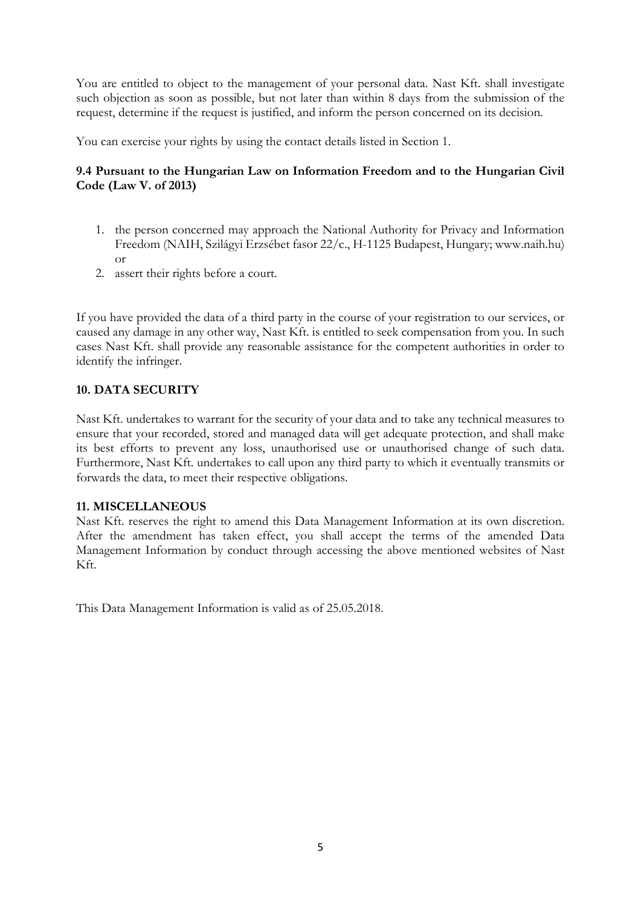You are entitled to object to the management of your personal data. Nast Kft. shall investigate such objection as soon as possible, but not later than within 8 days from the submission of the request, determine if the request is justified, and inform the person concerned on its decision.

You can exercise your rights by using the contact details listed in Section 1.

### 9.4 Pursuant to the Hungarian Law on Information Freedom and to the Hungarian Civil Code (Law V. of 2013)

1. the person concerned may approach the National Authority for Privacy and Information Freedom (NAIH, Szilágyi Erzsébet fasor 22/c., H-1125 Budapest, Hungary; www.naih.hu) or
2. assert their rights before a court.

If you have provided the data of a third party in the course of your registration to our services, or caused any damage in any other way, Nast Kft. is entitled to seek compensation from you. In such cases Nast Kft. shall provide any reasonable assistance for the competent authorities in order to identify the infringer.

## 10. DATA SECURITY

Nast Kft. undertakes to warrant for the security of your data and to take any technical measures to ensure that your recorded, stored and managed data will get adequate protection, and shall make its best efforts to prevent any loss, unauthorised use or unauthorised change of such data. Furthermore, Nast Kft. undertakes to call upon any third party to which it eventually transmits or forwards the data, to meet their respective obligations.

## 11. MISCELLANEOUS

Nast Kft. reserves the right to amend this Data Management Information at its own discretion. After the amendment has taken effect, you shall accept the terms of the amended Data Management Information by conduct through accessing the above mentioned websites of Nast Kft.

This Data Management Information is valid as of 25.05.2018.